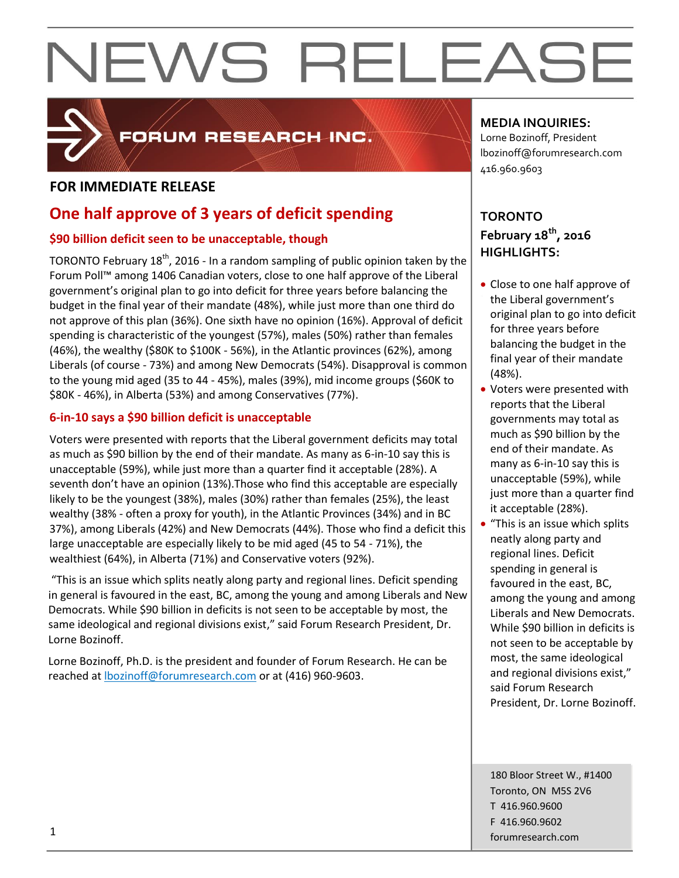# NEWS RELEASE

FORUM RESEARCH INC.

**FOR IMMEDIATE RELEASE**

## One half approve of 3 years of deficit spending

### $90 billion deficit seen to be unacceptable, though

TORONTO February 18th, 2016 - In a random sampling of public opinion taken by the Forum Poll™ among 1406 Canadian voters, close to one half approve of the Liberal government's original plan to go into deficit for three years before balancing the budget in the final year of their mandate (48%), while just more than one third do not approve of this plan (36%). One sixth have no opinion (16%). Approval of deficit spending is characteristic of the youngest (57%), males (50%) rather than females (46%), the wealthy ($80K to $100K - 56%), in the Atlantic provinces (62%), among Liberals (of course - 73%) and among New Democrats (54%). Disapproval is common to the young mid aged (35 to 44 - 45%), males (39%), mid income groups ($60K to $80K - 46%), in Alberta (53%) and among Conservatives (77%).

### 6-in-10 says a $90 billion deficit is unacceptable

Voters were presented with reports that the Liberal government deficits may total as much as $90 billion by the end of their mandate. As many as 6-in-10 say this is unacceptable (59%), while just more than a quarter find it acceptable (28%). A seventh don't have an opinion (13%).Those who find this acceptable are especially likely to be the youngest (38%), males (30%) rather than females (25%), the least wealthy (38% - often a proxy for youth), in the Atlantic Provinces (34%) and in BC 37%), among Liberals (42%) and New Democrats (44%). Those who find a deficit this large unacceptable are especially likely to be mid aged (45 to 54 - 71%), the wealthiest (64%), in Alberta (71%) and Conservative voters (92%).

"This is an issue which splits neatly along party and regional lines. Deficit spending in general is favoured in the east, BC, among the young and among Liberals and New Democrats. While $90 billion in deficits is not seen to be acceptable by most, the same ideological and regional divisions exist," said Forum Research President, Dr. Lorne Bozinoff.

Lorne Bozinoff, Ph.D. is the president and founder of Forum Research. He can be reached at lbozinoff@forumresearch.com or at (416) 960-9603.

**MEDIA INQUIRIES:**
Lorne Bozinoff, President
lbozinoff@forumresearch.com
416.960.9603

**TORONTO**
**February 18th, 2016**
**HIGHLIGHTS:**

- Close to one half approve of the Liberal government's original plan to go into deficit for three years before balancing the budget in the final year of their mandate (48%).
- Voters were presented with reports that the Liberal governments may total as much as $90 billion by the end of their mandate. As many as 6-in-10 say this is unacceptable (59%), while just more than a quarter find it acceptable (28%).
- "This is an issue which splits neatly along party and regional lines. Deficit spending in general is favoured in the east, BC, among the young and among Liberals and New Democrats. While $90 billion in deficits is not seen to be acceptable by most, the same ideological and regional divisions exist," said Forum Research President, Dr. Lorne Bozinoff.

180 Bloor Street W., #1400
Toronto, ON M5S 2V6
T 416.960.9600
F 416.960.9602
forumresearch.com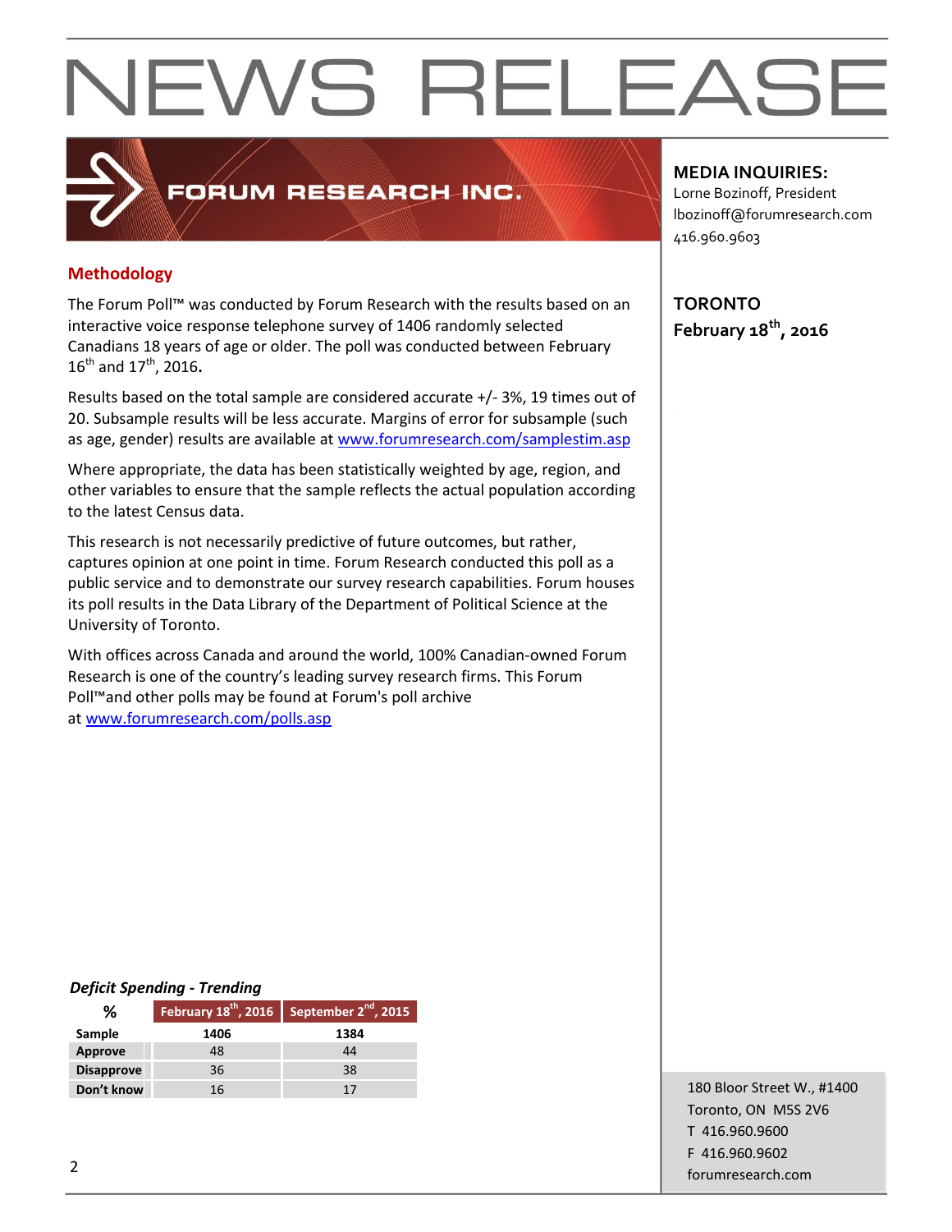# NEWS RELEASE

FORUM RESEARCH INC.

**MEDIA INQUIRIES:**
Lorne Bozinoff, President
lbozinoff@forumresearch.com
416.960.9603

**TORONTO**
**February 18th, 2016**

## Methodology

The Forum Poll™ was conducted by Forum Research with the results based on an interactive voice response telephone survey of 1406 randomly selected Canadians 18 years of age or older. The poll was conducted between February 16th and 17th, 2016.

Results based on the total sample are considered accurate +/- 3%, 19 times out of 20. Subsample results will be less accurate. Margins of error for subsample (such as age, gender) results are available at [www.forumresearch.com/samplestim.asp](www.forumresearch.com/samplestim.asp)

Where appropriate, the data has been statistically weighted by age, region, and other variables to ensure that the sample reflects the actual population according to the latest Census data.

This research is not necessarily predictive of future outcomes, but rather, captures opinion at one point in time. Forum Research conducted this poll as a public service and to demonstrate our survey research capabilities. Forum houses its poll results in the Data Library of the Department of Political Science at the University of Toronto.

With offices across Canada and around the world, 100% Canadian-owned Forum Research is one of the country's leading survey research firms. This Forum Poll™and other polls may be found at Forum's poll archive at [www.forumresearch.com/polls.asp](www.forumresearch.com/polls.asp)

***Deficit Spending - Trending***

| % | February 18th, 2016 | September 2nd, 2015 |
|---|---|---|
| **Sample** | **1406** | **1384** |
| **Approve** | 48 | 44 |
| **Disapprove** | 36 | 38 |
| **Don't know** | 16 | 17 |

180 Bloor Street W., #1400
Toronto, ON M5S 2V6
T 416.960.9600
F 416.960.9602
forumresearch.com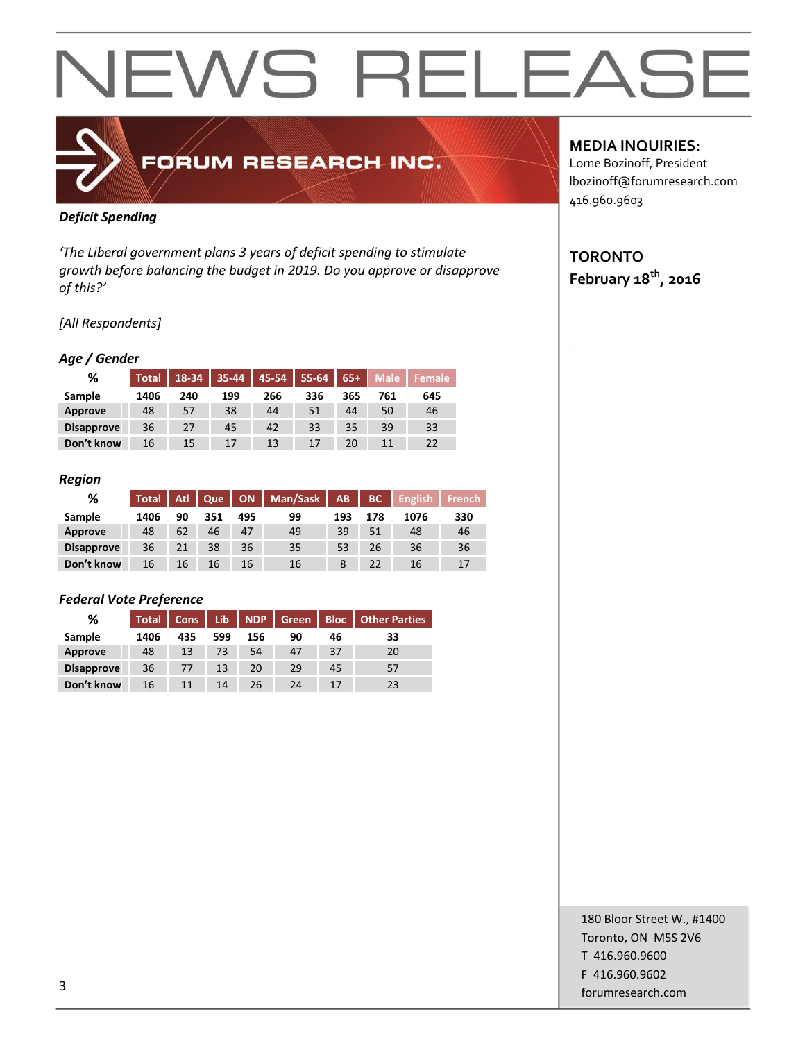# NEWS RELEASE

FORUM RESEARCH INC.

**MEDIA INQUIRIES:**
Lorne Bozinoff, President
lbozinoff@forumresearch.com
416.960.9603

**TORONTO**
**February 18th, 2016**

***Deficit Spending***

*'The Liberal government plans 3 years of deficit spending to stimulate growth before balancing the budget in 2019. Do you approve or disapprove of this?'*

*[All Respondents]*

***Age / Gender***

| % | Total | 18-34 | 35-44 | 45-54 | 55-64 | 65+ | Male | Female |
|---|---|---|---|---|---|---|---|---|
| Sample | 1406 | 240 | 199 | 266 | 336 | 365 | 761 | 645 |
| Approve | 48 | 57 | 38 | 44 | 51 | 44 | 50 | 46 |
| Disapprove | 36 | 27 | 45 | 42 | 33 | 35 | 39 | 33 |
| Don't know | 16 | 15 | 17 | 13 | 17 | 20 | 11 | 22 |

***Region***

| % | Total | Atl | Que | ON | Man/Sask | AB | BC | English | French |
|---|---|---|---|---|---|---|---|---|---|
| Sample | 1406 | 90 | 351 | 495 | 99 | 193 | 178 | 1076 | 330 |
| Approve | 48 | 62 | 46 | 47 | 49 | 39 | 51 | 48 | 46 |
| Disapprove | 36 | 21 | 38 | 36 | 35 | 53 | 26 | 36 | 36 |
| Don't know | 16 | 16 | 16 | 16 | 16 | 8 | 22 | 16 | 17 |

***Federal Vote Preference***

| % | Total | Cons | Lib | NDP | Green | Bloc | Other Parties |
|---|---|---|---|---|---|---|---|
| Sample | 1406 | 435 | 599 | 156 | 90 | 46 | 33 |
| Approve | 48 | 13 | 73 | 54 | 47 | 37 | 20 |
| Disapprove | 36 | 77 | 13 | 20 | 29 | 45 | 57 |
| Don't know | 16 | 11 | 14 | 26 | 24 | 17 | 23 |

180 Bloor Street W., #1400
Toronto, ON M5S 2V6
T 416.960.9600
F 416.960.9602
forumresearch.com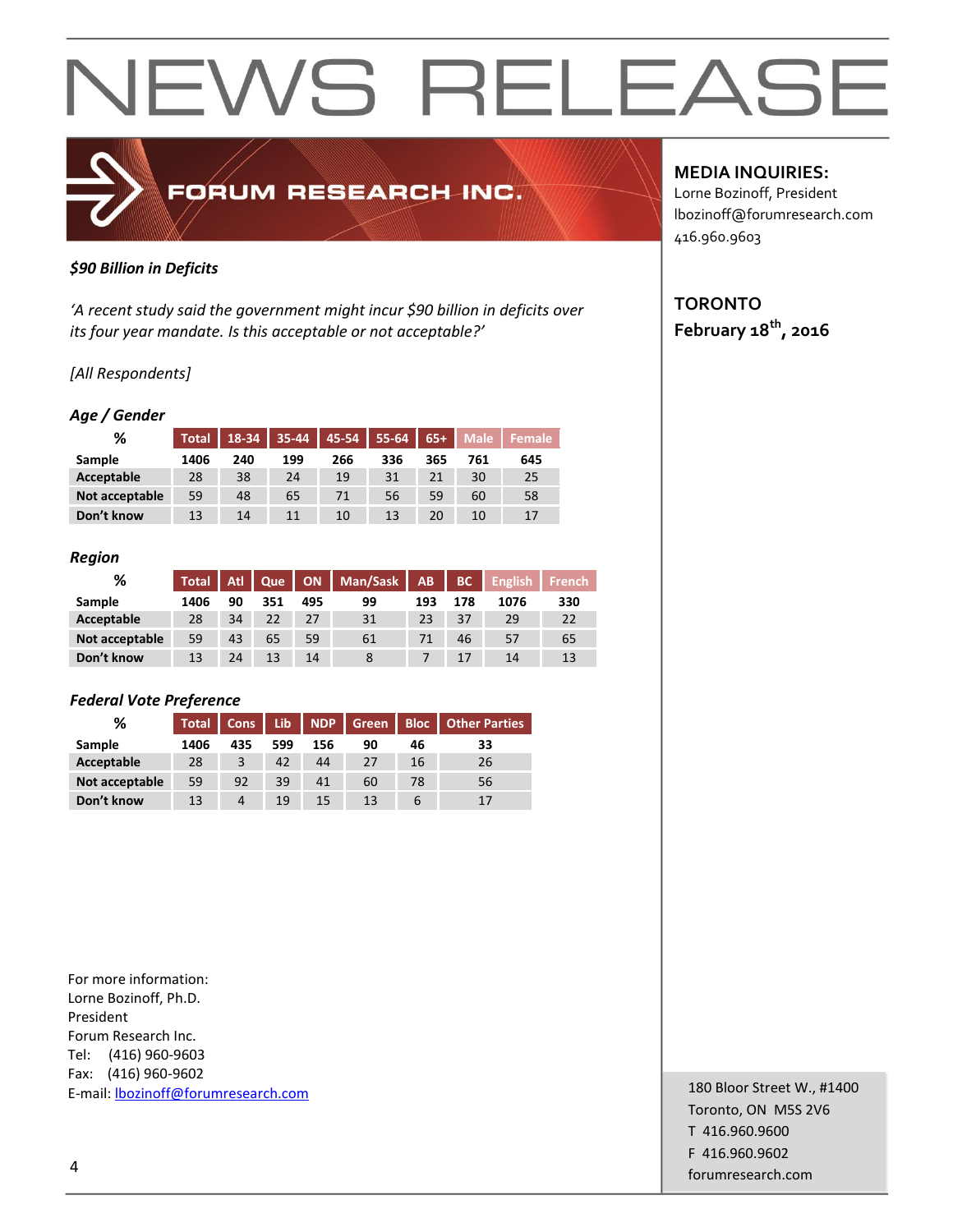# NEWS RELEASE

FORUM RESEARCH INC.

**MEDIA INQUIRIES:**
Lorne Bozinoff, President
lbozinoff@forumresearch.com
416.960.9603

**TORONTO**
**February 18th, 2016**

### *$90 Billion in Deficits*

*'A recent study said the government might incur $90 billion in deficits over its four year mandate. Is this acceptable or not acceptable?'*

*[All Respondents]*

### *Age / Gender*

| % | Total | 18-34 | 35-44 | 45-54 | 55-64 | 65+ | Male | Female |
|---|---|---|---|---|---|---|---|---|
| Sample | 1406 | 240 | 199 | 266 | 336 | 365 | 761 | 645 |
| Acceptable | 28 | 38 | 24 | 19 | 31 | 21 | 30 | 25 |
| Not acceptable | 59 | 48 | 65 | 71 | 56 | 59 | 60 | 58 |
| Don't know | 13 | 14 | 11 | 10 | 13 | 20 | 10 | 17 |

### *Region*

| % | Total | Atl | Que | ON | Man/Sask | AB | BC | English | French |
|---|---|---|---|---|---|---|---|---|---|
| Sample | 1406 | 90 | 351 | 495 | 99 | 193 | 178 | 1076 | 330 |
| Acceptable | 28 | 34 | 22 | 27 | 31 | 23 | 37 | 29 | 22 |
| Not acceptable | 59 | 43 | 65 | 59 | 61 | 71 | 46 | 57 | 65 |
| Don't know | 13 | 24 | 13 | 14 | 8 | 7 | 17 | 14 | 13 |

### *Federal Vote Preference*

| % | Total | Cons | Lib | NDP | Green | Bloc | Other Parties |
|---|---|---|---|---|---|---|---|
| Sample | 1406 | 435 | 599 | 156 | 90 | 46 | 33 |
| Acceptable | 28 | 3 | 42 | 44 | 27 | 16 | 26 |
| Not acceptable | 59 | 92 | 39 | 41 | 60 | 78 | 56 |
| Don't know | 13 | 4 | 19 | 15 | 13 | 6 | 17 |

For more information:
Lorne Bozinoff, Ph.D.
President
Forum Research Inc.
Tel: (416) 960-9603
Fax: (416) 960-9602
E-mail: lbozinoff@forumresearch.com

180 Bloor Street W., #1400
Toronto, ON M5S 2V6
T 416.960.9600
F 416.960.9602
forumresearch.com